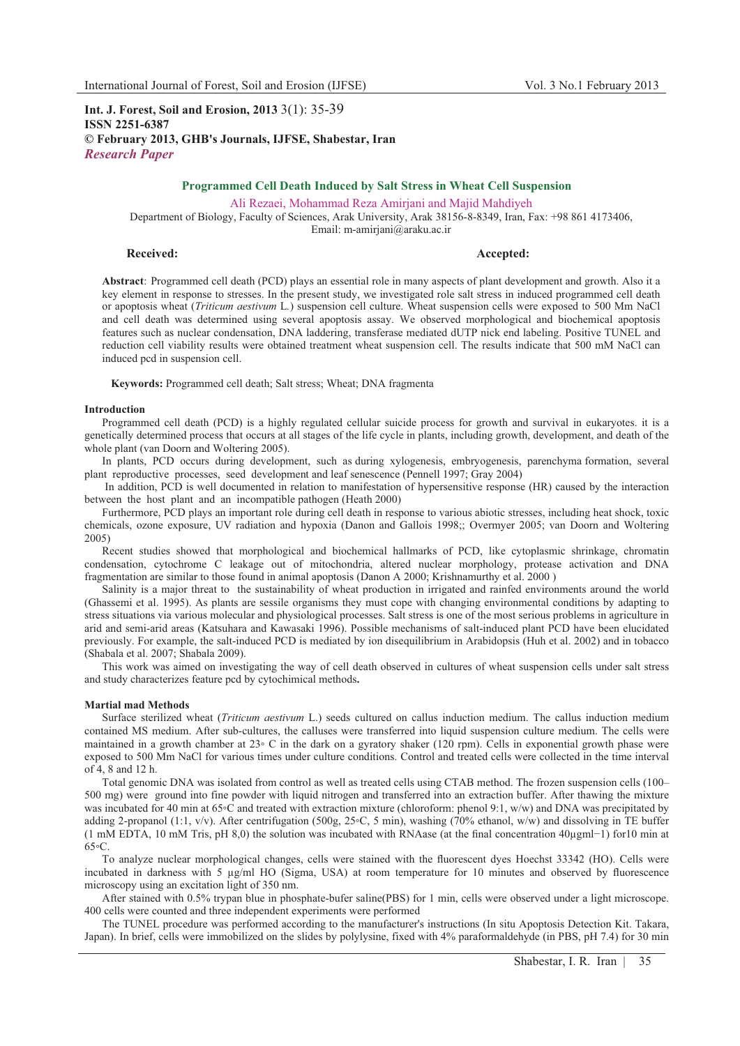**Int. J. Forest, Soil and Erosion, 2013** 3(1): 35-39
**ISSN 2251-6387**
**© February 2013, GHB's Journals, IJFSE, Shabestar, Iran**
***Research Paper***

## Programmed Cell Death Induced by Salt Stress in Wheat Cell Suspension

Ali Rezaei, Mohammad Reza Amirjani and Majid Mahdiyeh

Department of Biology, Faculty of Sciences, Arak University, Arak 38156-8-8349, Iran, Fax: +98 861 4173406, Email: m-amirjani@araku.ac.ir

**Received:** **Accepted:**

**Abstract**: Programmed cell death (PCD) plays an essential role in many aspects of plant development and growth. Also it a key element in response to stresses. In the present study, we investigated role salt stress in induced programmed cell death or apoptosis wheat (*Triticum aestivum* L.) suspension cell culture. Wheat suspension cells were exposed to 500 Mm NaCl and cell death was determined using several apoptosis assay. We observed morphological and biochemical apoptosis features such as nuclear condensation, DNA laddering, transferase mediated dUTP nick end labeling. Positive TUNEL and reduction cell viability results were obtained treatment wheat suspension cell. The results indicate that 500 mM NaCl can induced pcd in suspension cell.

**Keywords:** Programmed cell death; Salt stress; Wheat; DNA fragmenta

### Introduction

Programmed cell death (PCD) is a highly regulated cellular suicide process for growth and survival in eukaryotes. it is a genetically determined process that occurs at all stages of the life cycle in plants, including growth, development, and death of the whole plant (van Doorn and Woltering 2005).

In plants, PCD occurs during development, such as during xylogenesis, embryogenesis, parenchyma formation, several plant reproductive processes, seed development and leaf senescence (Pennell 1997; Gray 2004)

In addition, PCD is well documented in relation to manifestation of hypersensitive response (HR) caused by the interaction between the host plant and an incompatible pathogen (Heath 2000)

Furthermore, PCD plays an important role during cell death in response to various abiotic stresses, including heat shock, toxic chemicals, ozone exposure, UV radiation and hypoxia (Danon and Gallois 1998;; Overmyer 2005; van Doorn and Woltering 2005)

Recent studies showed that morphological and biochemical hallmarks of PCD, like cytoplasmic shrinkage, chromatin condensation, cytochrome C leakage out of mitochondria, altered nuclear morphology, protease activation and DNA fragmentation are similar to those found in animal apoptosis (Danon A 2000; Krishnamurthy et al. 2000 )

Salinity is a major threat to the sustainability of wheat production in irrigated and rainfed environments around the world (Ghassemi et al. 1995). As plants are sessile organisms they must cope with changing environmental conditions by adapting to stress situations via various molecular and physiological processes. Salt stress is one of the most serious problems in agriculture in arid and semi-arid areas (Katsuhara and Kawasaki 1996). Possible mechanisms of salt-induced plant PCD have been elucidated previously. For example, the salt-induced PCD is mediated by ion disequilibrium in Arabidopsis (Huh et al. 2002) and in tobacco (Shabala et al. 2007; Shabala 2009).

This work was aimed on investigating the way of cell death observed in cultures of wheat suspension cells under salt stress and study characterizes feature pcd by cytochimical methods**.**

### Martial mad Methods

Surface sterilized wheat (*Triticum aestivum* L.) seeds cultured on callus induction medium. The callus induction medium contained MS medium. After sub-cultures, the calluses were transferred into liquid suspension culture medium. The cells were maintained in a growth chamber at 23◦ C in the dark on a gyratory shaker (120 rpm). Cells in exponential growth phase were exposed to 500 Mm NaCl for various times under culture conditions. Control and treated cells were collected in the time interval of 4, 8 and 12 h.

Total genomic DNA was isolated from control as well as treated cells using CTAB method. The frozen suspension cells (100–500 mg) were ground into fine powder with liquid nitrogen and transferred into an extraction buffer. After thawing the mixture was incubated for 40 min at 65◦C and treated with extraction mixture (chloroform: phenol 9:1, w/w) and DNA was precipitated by adding 2-propanol (1:1, v/v). After centrifugation (500g, 25◦C, 5 min), washing (70% ethanol, w/w) and dissolving in TE buffer (1 mM EDTA, 10 mM Tris, pH 8,0) the solution was incubated with RNAase (at the final concentration 40µgml−1) for10 min at 65◦C.

To analyze nuclear morphological changes, cells were stained with the fluorescent dyes Hoechst 33342 (HO). Cells were incubated in darkness with 5 µg/ml HO (Sigma, USA) at room temperature for 10 minutes and observed by fluorescence microscopy using an excitation light of 350 nm.

After stained with 0.5% trypan blue in phosphate-bufer saline(PBS) for 1 min, cells were observed under a light microscope. 400 cells were counted and three independent experiments were performed

The TUNEL procedure was performed according to the manufacturer's instructions (In situ Apoptosis Detection Kit. Takara, Japan). In brief, cells were immobilized on the slides by polylysine, fixed with 4% paraformaldehyde (in PBS, pH 7.4) for 30 min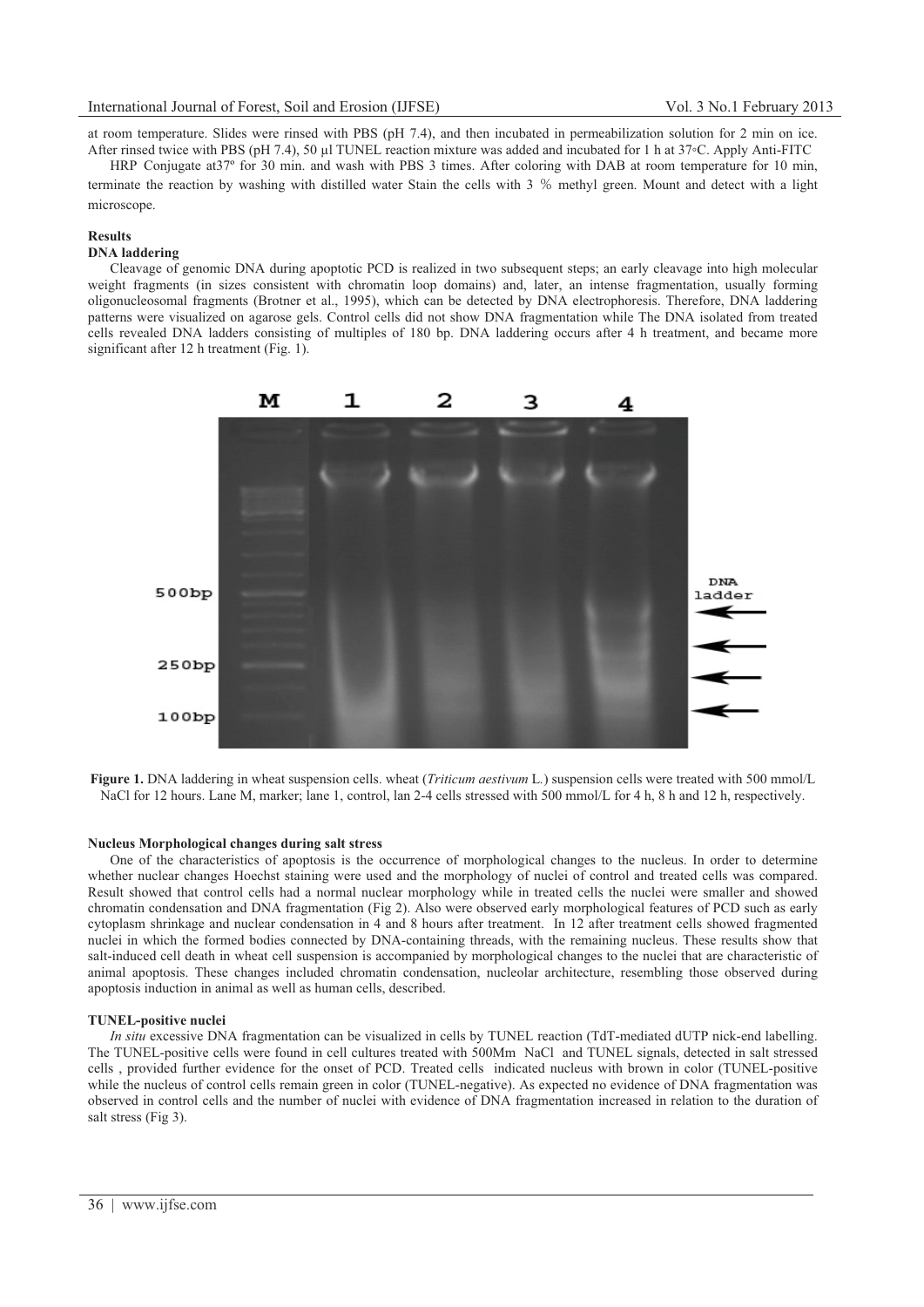at room temperature. Slides were rinsed with PBS (pH 7.4), and then incubated in permeabilization solution for 2 min on ice. After rinsed twice with PBS (pH 7.4), 50 μl TUNEL reaction mixture was added and incubated for 1 h at 37◦C. Apply Anti-FITC

HRP Conjugate at37º for 30 min. and wash with PBS 3 times. After coloring with DAB at room temperature for 10 min, terminate the reaction by washing with distilled water Stain the cells with 3 % methyl green. Mount and detect with a light microscope.

## Results

### DNA laddering

Cleavage of genomic DNA during apoptotic PCD is realized in two subsequent steps; an early cleavage into high molecular weight fragments (in sizes consistent with chromatin loop domains) and, later, an intense fragmentation, usually forming oligonucleosomal fragments (Brotner et al., 1995), which can be detected by DNA electrophoresis. Therefore, DNA laddering patterns were visualized on agarose gels. Control cells did not show DNA fragmentation while The DNA isolated from treated cells revealed DNA ladders consisting of multiples of 180 bp. DNA laddering occurs after 4 h treatment, and became more significant after 12 h treatment (Fig. 1).

**Figure 1.** DNA laddering in wheat suspension cells. wheat (*Triticum aestivum* L.) suspension cells were treated with 500 mmol/L NaCl for 12 hours. Lane M, marker; lane 1, control, lan 2-4 cells stressed with 500 mmol/L for 4 h, 8 h and 12 h, respectively.

### Nucleus Morphological changes during salt stress

One of the characteristics of apoptosis is the occurrence of morphological changes to the nucleus. In order to determine whether nuclear changes Hoechst staining were used and the morphology of nuclei of control and treated cells was compared. Result showed that control cells had a normal nuclear morphology while in treated cells the nuclei were smaller and showed chromatin condensation and DNA fragmentation (Fig 2). Also were observed early morphological features of PCD such as early cytoplasm shrinkage and nuclear condensation in 4 and 8 hours after treatment. In 12 after treatment cells showed fragmented nuclei in which the formed bodies connected by DNA-containing threads, with the remaining nucleus. These results show that salt-induced cell death in wheat cell suspension is accompanied by morphological changes to the nuclei that are characteristic of animal apoptosis. These changes included chromatin condensation, nucleolar architecture, resembling those observed during apoptosis induction in animal as well as human cells, described.

### TUNEL-positive nuclei

*In situ* excessive DNA fragmentation can be visualized in cells by TUNEL reaction (TdT-mediated dUTP nick-end labelling. The TUNEL-positive cells were found in cell cultures treated with 500Mm NaCl and TUNEL signals, detected in salt stressed cells , provided further evidence for the onset of PCD. Treated cells indicated nucleus with brown in color (TUNEL-positive while the nucleus of control cells remain green in color (TUNEL-negative). As expected no evidence of DNA fragmentation was observed in control cells and the number of nuclei with evidence of DNA fragmentation increased in relation to the duration of salt stress (Fig 3).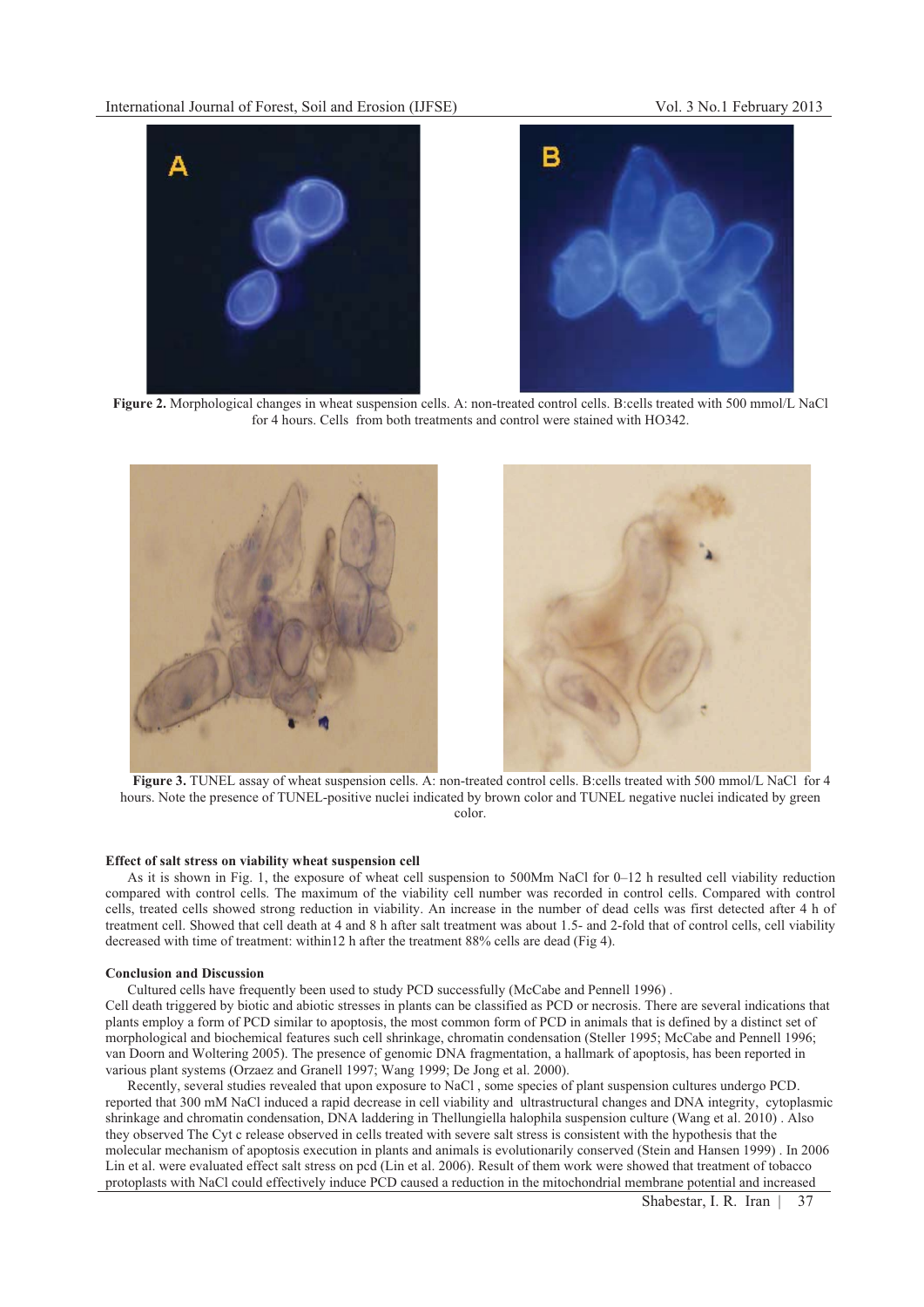**Figure 2.** Morphological changes in wheat suspension cells. A: non-treated control cells. B:cells treated with 500 mmol/L NaCl for 4 hours. Cells from both treatments and control were stained with HO342.

**Figure 3.** TUNEL assay of wheat suspension cells. A: non-treated control cells. B:cells treated with 500 mmol/L NaCl for 4 hours. Note the presence of TUNEL-positive nuclei indicated by brown color and TUNEL negative nuclei indicated by green color.

**Effect of salt stress on viability wheat suspension cell**

As it is shown in Fig. 1, the exposure of wheat cell suspension to 500Mm NaCl for 0–12 h resulted cell viability reduction compared with control cells. The maximum of the viability cell number was recorded in control cells. Compared with control cells, treated cells showed strong reduction in viability. An increase in the number of dead cells was first detected after 4 h of treatment cell. Showed that cell death at 4 and 8 h after salt treatment was about 1.5- and 2-fold that of control cells, cell viability decreased with time of treatment: within12 h after the treatment 88% cells are dead (Fig 4).

**Conclusion and Discussion**

Cultured cells have frequently been used to study PCD successfully (McCabe and Pennell 1996) .
Cell death triggered by biotic and abiotic stresses in plants can be classified as PCD or necrosis. There are several indications that plants employ a form of PCD similar to apoptosis, the most common form of PCD in animals that is defined by a distinct set of morphological and biochemical features such cell shrinkage, chromatin condensation (Steller 1995; McCabe and Pennell 1996; van Doorn and Woltering 2005). The presence of genomic DNA fragmentation, a hallmark of apoptosis, has been reported in various plant systems (Orzaez and Granell 1997; Wang 1999; De Jong et al. 2000).

Recently, several studies revealed that upon exposure to NaCl , some species of plant suspension cultures undergo PCD. reported that 300 mM NaCl induced a rapid decrease in cell viability and ultrastructural changes and DNA integrity, cytoplasmic shrinkage and chromatin condensation, DNA laddering in Thellungiella halophila suspension culture (Wang et al. 2010) . Also they observed The Cyt c release observed in cells treated with severe salt stress is consistent with the hypothesis that the molecular mechanism of apoptosis execution in plants and animals is evolutionarily conserved (Stein and Hansen 1999) . In 2006 Lin et al. were evaluated effect salt stress on pcd (Lin et al. 2006). Result of them work were showed that treatment of tobacco protoplasts with NaCl could effectively induce PCD caused a reduction in the mitochondrial membrane potential and increased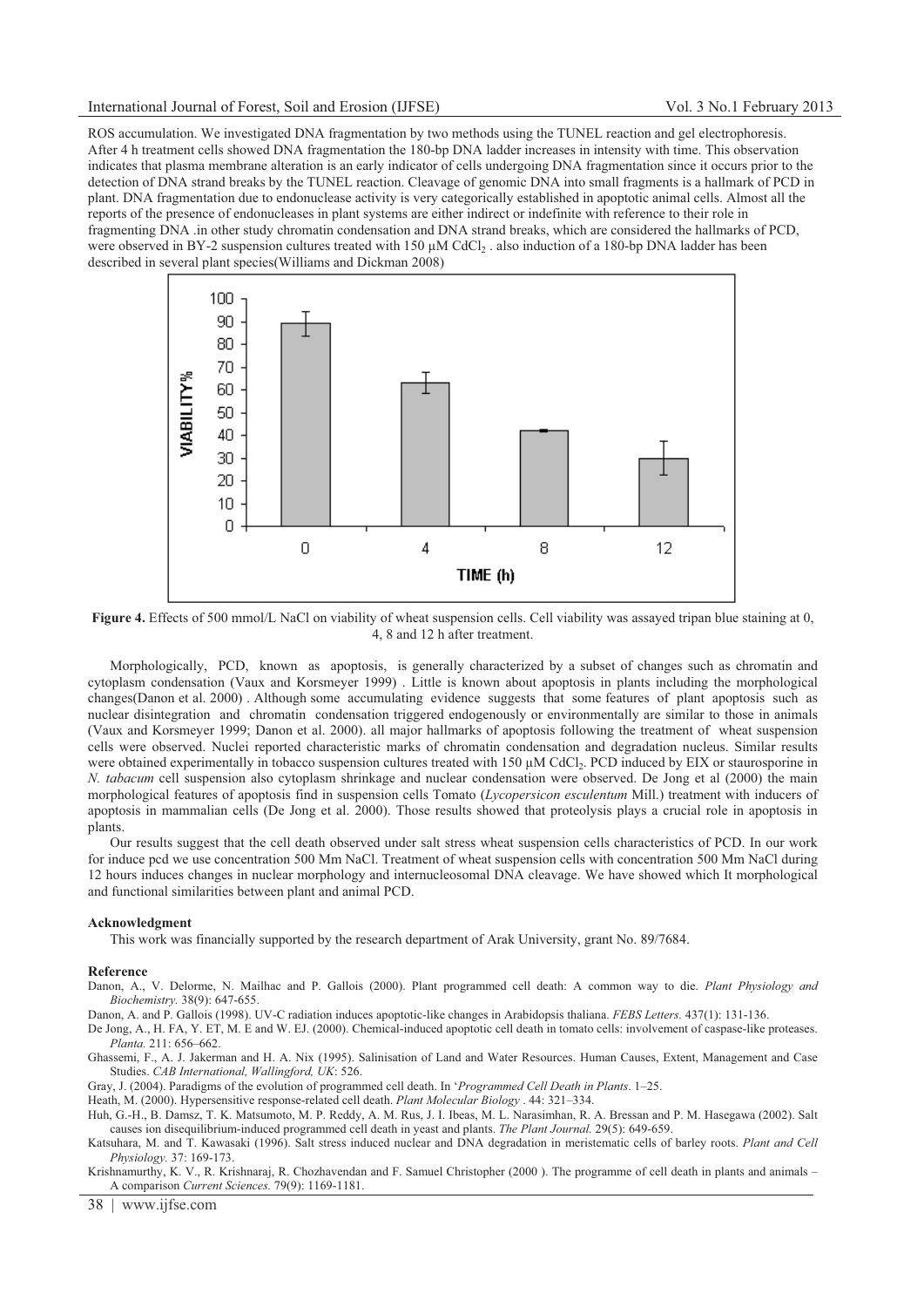ROS accumulation. We investigated DNA fragmentation by two methods using the TUNEL reaction and gel electrophoresis. After 4 h treatment cells showed DNA fragmentation the 180-bp DNA ladder increases in intensity with time. This observation indicates that plasma membrane alteration is an early indicator of cells undergoing DNA fragmentation since it occurs prior to the detection of DNA strand breaks by the TUNEL reaction. Cleavage of genomic DNA into small fragments is a hallmark of PCD in plant. DNA fragmentation due to endonuclease activity is very categorically established in apoptotic animal cells. Almost all the reports of the presence of endonucleases in plant systems are either indirect or indefinite with reference to their role in fragmenting DNA .in other study chromatin condensation and DNA strand breaks, which are considered the hallmarks of PCD, were observed in BY-2 suspension cultures treated with 150 µM $CdCl_2$ . also induction of a 180-bp DNA ladder has been described in several plant species(Williams and Dickman 2008)

**Figure 4.** Effects of 500 mmol/L NaCl on viability of wheat suspension cells. Cell viability was assayed tripan blue staining at 0, 4, 8 and 12 h after treatment.

Morphologically, PCD, known as apoptosis, is generally characterized by a subset of changes such as chromatin and cytoplasm condensation (Vaux and Korsmeyer 1999) . Little is known about apoptosis in plants including the morphological changes(Danon et al. 2000) . Although some accumulating evidence suggests that some features of plant apoptosis such as nuclear disintegration and chromatin condensation triggered endogenously or environmentally are similar to those in animals (Vaux and Korsmeyer 1999; Danon et al. 2000). all major hallmarks of apoptosis following the treatment of wheat suspension cells were observed. Nuclei reported characteristic marks of chromatin condensation and degradation nucleus. Similar results were obtained experimentally in tobacco suspension cultures treated with 150 µM $CdCl_2$. PCD induced by EIX or staurosporine in *N. tabacum* cell suspension also cytoplasm shrinkage and nuclear condensation were observed. De Jong et al (2000) the main morphological features of apoptosis find in suspension cells Tomato (*Lycopersicon esculentum* Mill.) treatment with inducers of apoptosis in mammalian cells (De Jong et al. 2000). Those results showed that proteolysis plays a crucial role in apoptosis in plants.

Our results suggest that the cell death observed under salt stress wheat suspension cells characteristics of PCD. In our work for induce pcd we use concentration 500 Mm NaCl. Treatment of wheat suspension cells with concentration 500 Mm NaCl during 12 hours induces changes in nuclear morphology and internucleosomal DNA cleavage. We have showed which It morphological and functional similarities between plant and animal PCD.

#### Acknowledgment

This work was financially supported by the research department of Arak University, grant No. 89/7684.

#### Reference

Danon, A., V. Delorme, N. Mailhac and P. Gallois (2000). Plant programmed cell death: A common way to die. *Plant Physiology and Biochemistry.* 38(9): 647-655.

Danon, A. and P. Gallois (1998). UV-C radiation induces apoptotic-like changes in Arabidopsis thaliana. *FEBS Letters*. 437(1): 131-136.

De Jong, A., H. FA, Y. ET, M. E and W. EJ. (2000). Chemical-induced apoptotic cell death in tomato cells: involvement of caspase-like proteases. *Planta.* 211: 656–662.

Ghassemi, F., A. J. Jakerman and H. A. Nix (1995). Salinisation of Land and Water Resources. Human Causes, Extent, Management and Case Studies. *CAB International, Wallingford, UK*: 526.

Gray, J. (2004). Paradigms of the evolution of programmed cell death. In '*Programmed Cell Death in Plants*. 1–25.

Heath, M. (2000). Hypersensitive response-related cell death. *Plant Molecular Biology* . 44: 321–334.

Huh, G.-H., B. Damsz, T. K. Matsumoto, M. P. Reddy, A. M. Rus, J. I. Ibeas, M. L. Narasimhan, R. A. Bressan and P. M. Hasegawa (2002). Salt causes ion disequilibrium-induced programmed cell death in yeast and plants. *The Plant Journal.* 29(5): 649-659.

Katsuhara, M. and T. Kawasaki (1996). Salt stress induced nuclear and DNA degradation in meristematic cells of barley roots. *Plant and Cell Physiology.* 37: 169-173.

Krishnamurthy, K. V., R. Krishnaraj, R. Chozhavendan and F. Samuel Christopher (2000 ). The programme of cell death in plants and animals – A comparison *Current Sciences.* 79(9): 1169-1181.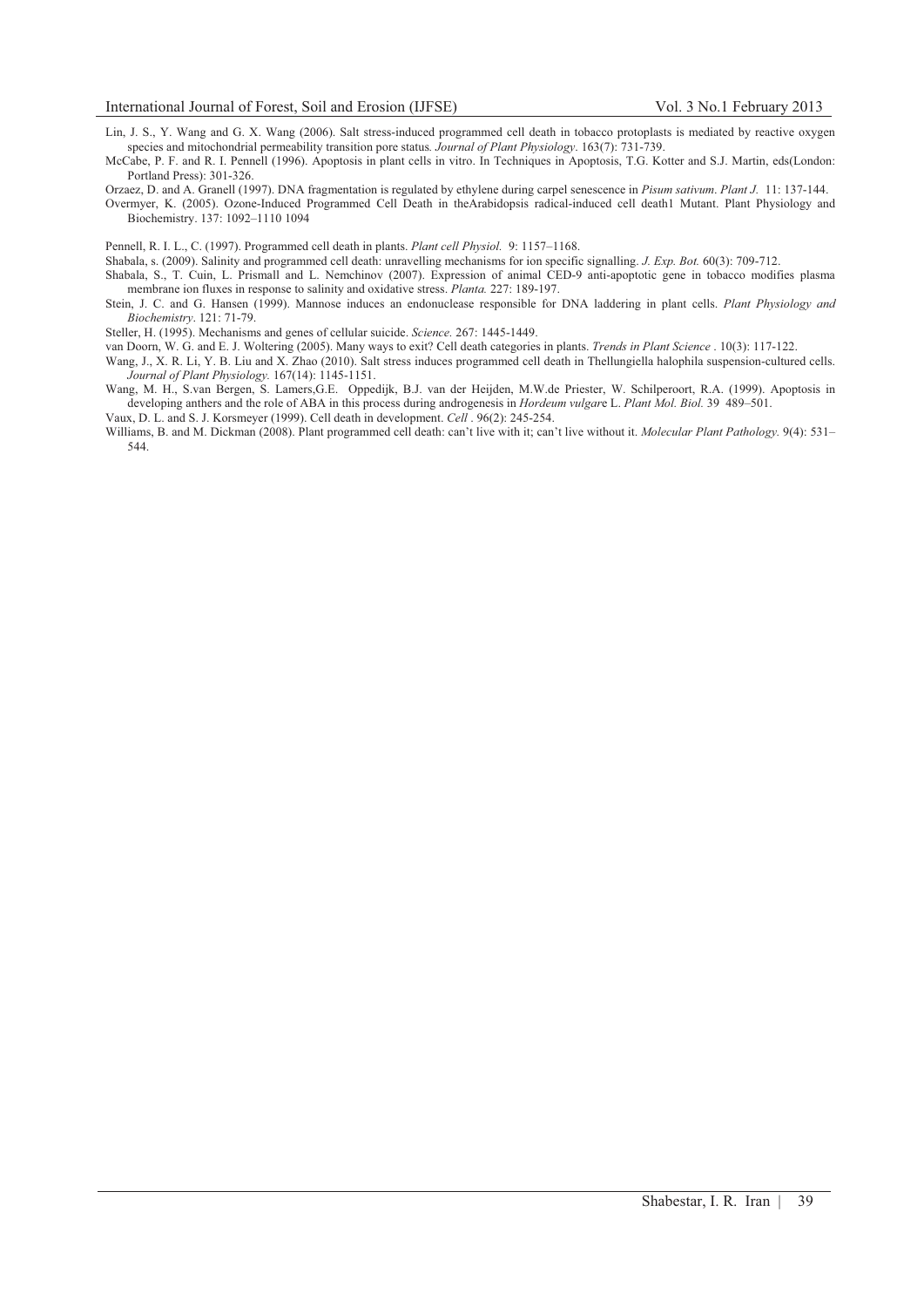Lin, J. S., Y. Wang and G. X. Wang (2006). Salt stress-induced programmed cell death in tobacco protoplasts is mediated by reactive oxygen species and mitochondrial permeability transition pore status. *Journal of Plant Physiology*. 163(7): 731-739.

McCabe, P. F. and R. I. Pennell (1996). Apoptosis in plant cells in vitro. In Techniques in Apoptosis, T.G. Kotter and S.J. Martin, eds(London: Portland Press): 301-326.

Orzaez, D. and A. Granell (1997). DNA fragmentation is regulated by ethylene during carpel senescence in *Pisum sativum*. *Plant J.* 11: 137-144.

Overmyer, K. (2005). Ozone-Induced Programmed Cell Death in theArabidopsis radical-induced cell death1 Mutant. Plant Physiology and Biochemistry. 137: 1092–1110 1094

Pennell, R. I. L., C. (1997). Programmed cell death in plants. *Plant cell Physiol.* 9: 1157–1168.

Shabala, s. (2009). Salinity and programmed cell death: unravelling mechanisms for ion specific signalling. *J. Exp. Bot.* 60(3): 709-712.

Shabala, S., T. Cuin, L. Prismall and L. Nemchinov (2007). Expression of animal CED-9 anti-apoptotic gene in tobacco modifies plasma membrane ion fluxes in response to salinity and oxidative stress. *Planta.* 227: 189-197.

Stein, J. C. and G. Hansen (1999). Mannose induces an endonuclease responsible for DNA laddering in plant cells. *Plant Physiology and Biochemistry*. 121: 71-79.

Steller, H. (1995). Mechanisms and genes of cellular suicide. *Science.* 267: 1445-1449.

van Doorn, W. G. and E. J. Woltering (2005). Many ways to exit? Cell death categories in plants. *Trends in Plant Science* . 10(3): 117-122.

Wang, J., X. R. Li, Y. B. Liu and X. Zhao (2010). Salt stress induces programmed cell death in Thellungiella halophila suspension-cultured cells. *Journal of Plant Physiology.* 167(14): 1145-1151.

Wang, M. H., S.van Bergen, S. Lamers,G.E. Oppedijk, B.J. van der Heijden, M.W.de Priester, W. Schilperoort, R.A. (1999). Apoptosis in developing anthers and the role of ABA in this process during androgenesis in *Hordeum vulgar*e L. *Plant Mol. Biol.* 39 489–501.

Vaux, D. L. and S. J. Korsmeyer (1999). Cell death in development. *Cell* . 96(2): 245-254.

Williams, B. and M. Dickman (2008). Plant programmed cell death: can't live with it; can't live without it. *Molecular Plant Pathology.* 9(4): 531–544.